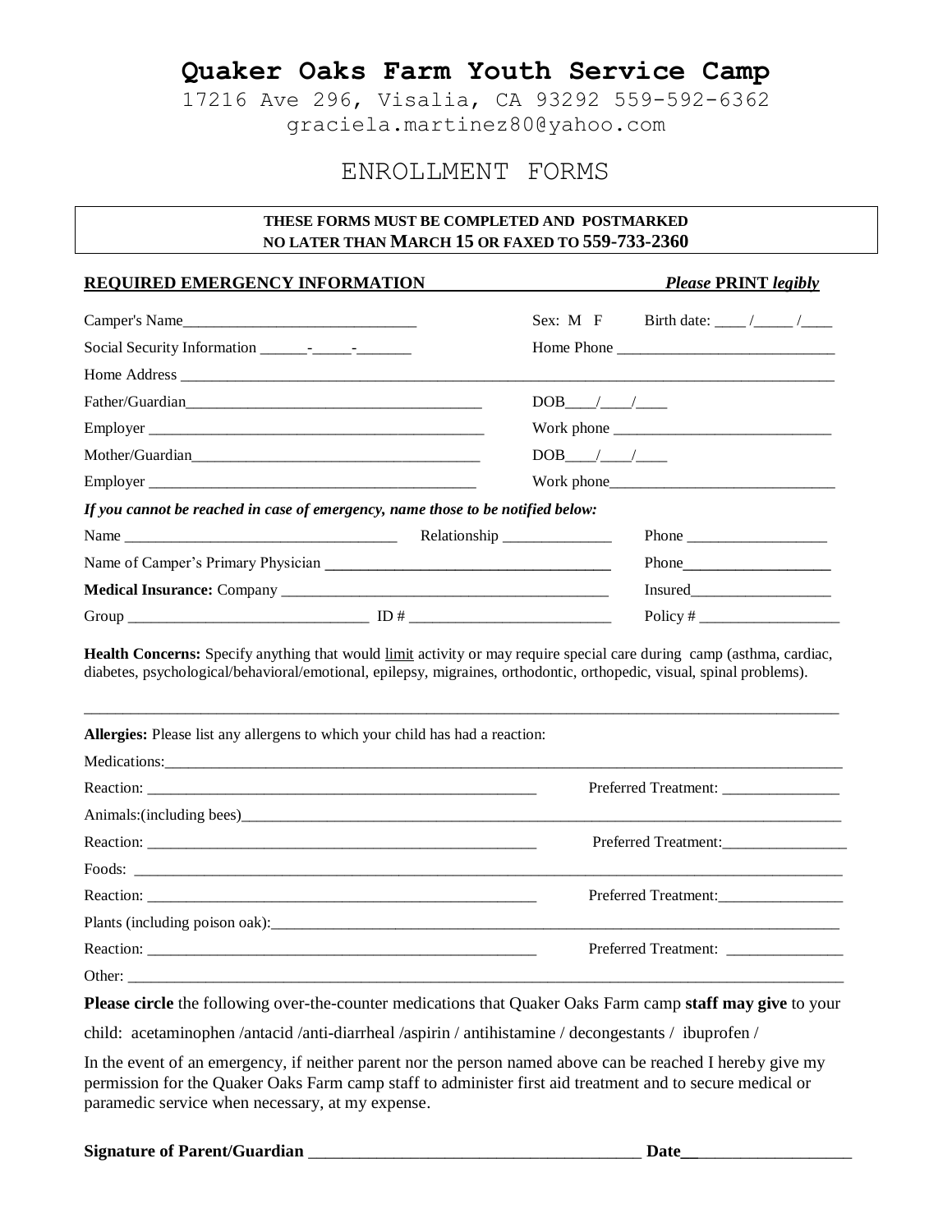# Quaker Oaks Farm Youth Service Camp

17216 Ave 296, Visalia, CA 93292 559-592-6362
graciela.martinez80@yahoo.com

## ENROLLMENT FORMS

**THESE FORMS MUST BE COMPLETED AND POSTMARKED NO LATER THAN MARCH 15 OR FAXED TO 559-733-2360**

**REQUIRED EMERGENCY INFORMATION** *Please* **PRINT** *legibly*

Camper's Name______________________________ Sex: M F Birth date: ____ /_____ /____

Social Security Information ______-_____-_______ Home Phone ___________________________

Home Address ___________________________________________________________________________

Father/Guardian______________________________________ DOB____/____/____

Employer ____________________________________________ Work phone ___________________________

Mother/Guardian_____________________________________ DOB____/____/____

Employer __________________________________________ Work phone____________________________

*If you cannot be reached in case of emergency, name those to be notified below:*

Name ___________________________________ Relationship ______________ Phone __________________

Name of Camper's Primary Physician ____________________________________ Phone___________________

**Medical Insurance:** Company ___________________________________________ Insured__________________

Group _______________________________ ID # __________________________ Policy # __________________

**Health Concerns:** Specify anything that would limit activity or may require special care during camp (asthma, cardiac, diabetes, psychological/behavioral/emotional, epilepsy, migraines, orthodontic, orthopedic, visual, spinal problems).

_____________________________________________________________________________________________

**Allergies:** Please list any allergens to which your child has had a reaction:

Medications:____________________________________________________________________________

Reaction: _____________________________________________________ Preferred Treatment: _______________

Animals:(including bees)___________________________________________________________________

Reaction: _____________________________________________________ Preferred Treatment:________________

Foods: ________________________________________________________________________________

Reaction: _____________________________________________________ Preferred Treatment:________________

Plants (including poison oak):_______________________________________________________________

Reaction: _____________________________________________________ Preferred Treatment: _______________

Other: ________________________________________________________________________________

**Please circle** the following over-the-counter medications that Quaker Oaks Farm camp **staff may give** to your child: acetaminophen /antacid /anti-diarrheal /aspirin / antihistamine / decongestants / ibuprofen /

In the event of an emergency, if neither parent nor the person named above can be reached I hereby give my permission for the Quaker Oaks Farm camp staff to administer first aid treatment and to secure medical or paramedic service when necessary, at my expense.

**Signature of Parent/Guardian** _______________________________________ **Date**___________________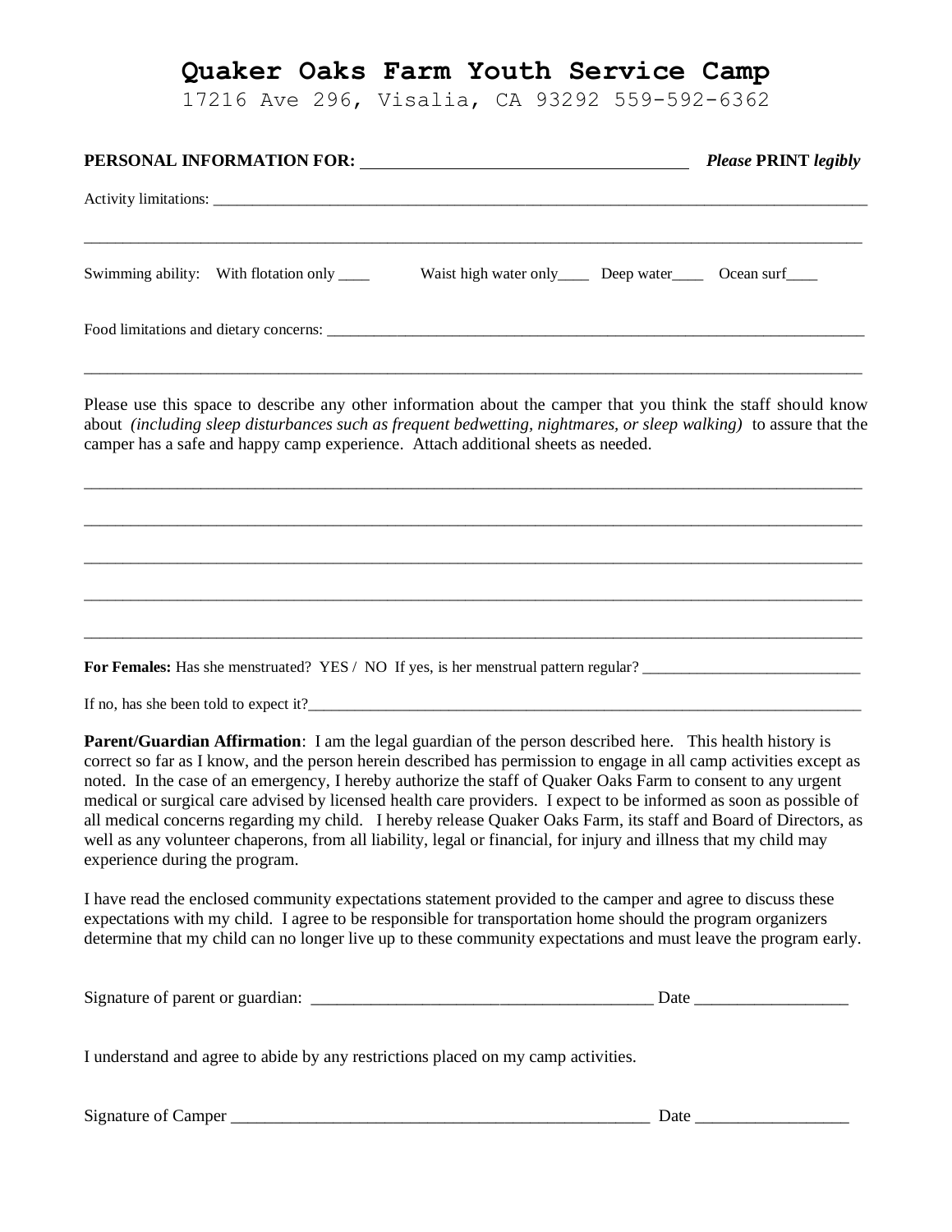# Quaker Oaks Farm Youth Service Camp

17216 Ave 296, Visalia, CA 93292 559-592-6362

**PERSONAL INFORMATION FOR:** ______________________________ ***Please* PRINT *legibly***

Activity limitations: ____________________________________________________________________________

____________________________________________________________________________________________

Swimming ability: With flotation only ____ Waist high water only____ Deep water____ Ocean surf____

Food limitations and dietary concerns: _________________________________________________________

____________________________________________________________________________________________

Please use this space to describe any other information about the camper that you think the staff should know about *(including sleep disturbances such as frequent bedwetting, nightmares, or sleep walking)* to assure that the camper has a safe and happy camp experience. Attach additional sheets as needed.

____________________________________________________________________________________________

____________________________________________________________________________________________

____________________________________________________________________________________________

____________________________________________________________________________________________

____________________________________________________________________________________________

**For Females:** Has she menstruated? YES / NO If yes, is her menstrual pattern regular? ___________________________

If no, has she been told to expect it?___________________________________________________________________

**Parent/Guardian Affirmation**: I am the legal guardian of the person described here. This health history is correct so far as I know, and the person herein described has permission to engage in all camp activities except as noted. In the case of an emergency, I hereby authorize the staff of Quaker Oaks Farm to consent to any urgent medical or surgical care advised by licensed health care providers. I expect to be informed as soon as possible of all medical concerns regarding my child. I hereby release Quaker Oaks Farm, its staff and Board of Directors, as well as any volunteer chaperons, from all liability, legal or financial, for injury and illness that my child may experience during the program.

I have read the enclosed community expectations statement provided to the camper and agree to discuss these expectations with my child. I agree to be responsible for transportation home should the program organizers determine that my child can no longer live up to these community expectations and must leave the program early.

Signature of parent or guardian: ________________________________________ Date __________________

I understand and agree to abide by any restrictions placed on my camp activities.

Signature of Camper __________________________________________________ Date __________________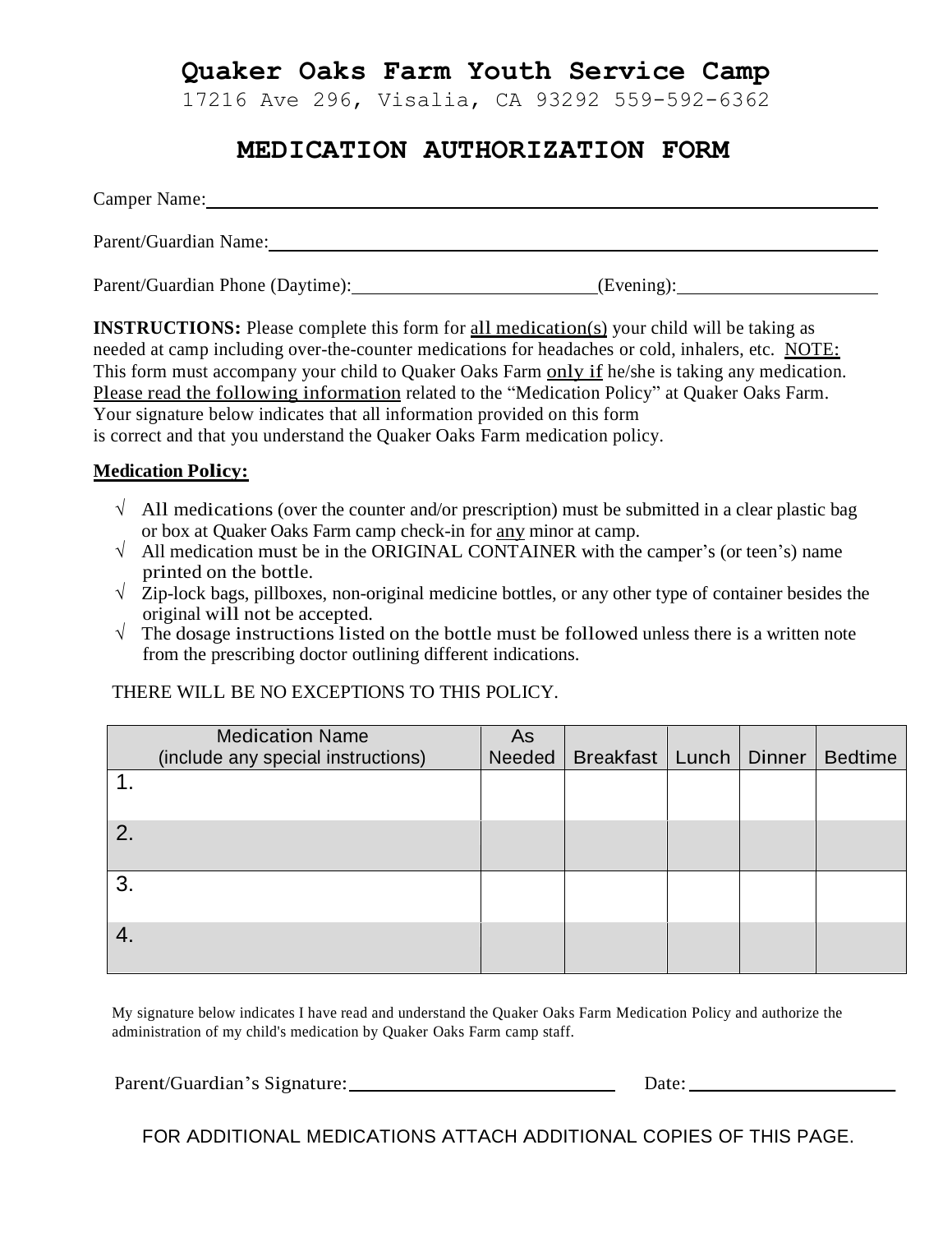# Quaker Oaks Farm Youth Service Camp

17216 Ave 296, Visalia, CA 93292 559-592-6362

## MEDICATION AUTHORIZATION FORM

Camper Name: ______________________________________________

Parent/Guardian Name: ______________________________________________

Parent/Guardian Phone (Daytime): __________________________ (Evening): ______________________

**INSTRUCTIONS:** Please complete this form for all medication(s) your child will be taking as needed at camp including over-the-counter medications for headaches or cold, inhalers, etc. NOTE: This form must accompany your child to Quaker Oaks Farm only if he/she is taking any medication. Please read the following information related to the "Medication Policy" at Quaker Oaks Farm. Your signature below indicates that all information provided on this form is correct and that you understand the Quaker Oaks Farm medication policy.

**Medication Policy:**

- √ All medications (over the counter and/or prescription) must be submitted in a clear plastic bag or box at Quaker Oaks Farm camp check-in for any minor at camp.
- √ All medication must be in the ORIGINAL CONTAINER with the camper's (or teen's) name printed on the bottle.
- √ Zip-lock bags, pillboxes, non-original medicine bottles, or any other type of container besides the original will not be accepted.
- √ The dosage instructions listed on the bottle must be followed unless there is a written note from the prescribing doctor outlining different indications.

THERE WILL BE NO EXCEPTIONS TO THIS POLICY.

| Medication Name (include any special instructions) | As Needed | Breakfast | Lunch | Dinner | Bedtime |
|---|---|---|---|---|---|
| 1. | | | | | |
| 2. | | | | | |
| 3. | | | | | |
| 4. | | | | | |

My signature below indicates I have read and understand the Quaker Oaks Farm Medication Policy and authorize the administration of my child's medication by Quaker Oaks Farm camp staff.

Parent/Guardian's Signature: ____________________________ Date: ____________________

FOR ADDITIONAL MEDICATIONS ATTACH ADDITIONAL COPIES OF THIS PAGE.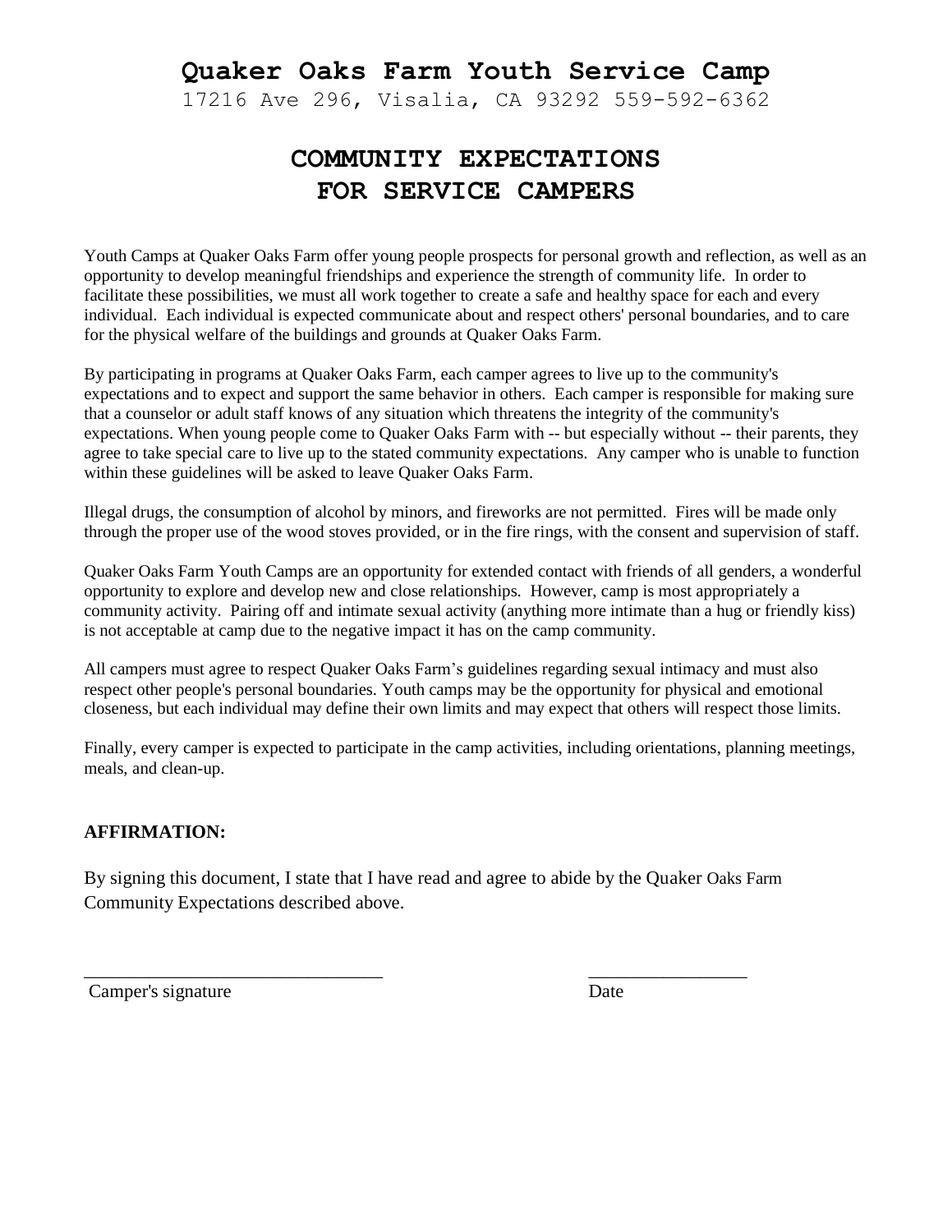# Quaker Oaks Farm Youth Service Camp

17216 Ave 296, Visalia, CA 93292 559-592-6362

## COMMUNITY EXPECTATIONS FOR SERVICE CAMPERS

Youth Camps at Quaker Oaks Farm offer young people prospects for personal growth and reflection, as well as an opportunity to develop meaningful friendships and experience the strength of community life. In order to facilitate these possibilities, we must all work together to create a safe and healthy space for each and every individual. Each individual is expected communicate about and respect others' personal boundaries, and to care for the physical welfare of the buildings and grounds at Quaker Oaks Farm.

By participating in programs at Quaker Oaks Farm, each camper agrees to live up to the community's expectations and to expect and support the same behavior in others. Each camper is responsible for making sure that a counselor or adult staff knows of any situation which threatens the integrity of the community's expectations. When young people come to Quaker Oaks Farm with -- but especially without -- their parents, they agree to take special care to live up to the stated community expectations. Any camper who is unable to function within these guidelines will be asked to leave Quaker Oaks Farm.

Illegal drugs, the consumption of alcohol by minors, and fireworks are not permitted. Fires will be made only through the proper use of the wood stoves provided, or in the fire rings, with the consent and supervision of staff.

Quaker Oaks Farm Youth Camps are an opportunity for extended contact with friends of all genders, a wonderful opportunity to explore and develop new and close relationships. However, camp is most appropriately a community activity. Pairing off and intimate sexual activity (anything more intimate than a hug or friendly kiss) is not acceptable at camp due to the negative impact it has on the camp community.

All campers must agree to respect Quaker Oaks Farm's guidelines regarding sexual intimacy and must also respect other people's personal boundaries. Youth camps may be the opportunity for physical and emotional closeness, but each individual may define their own limits and may expect that others will respect those limits.

Finally, every camper is expected to participate in the camp activities, including orientations, planning meetings, meals, and clean-up.

**AFFIRMATION:**

By signing this document, I state that I have read and agree to abide by the Quaker Oaks Farm Community Expectations described above.

_______________________________ Camper's signature

________________ Date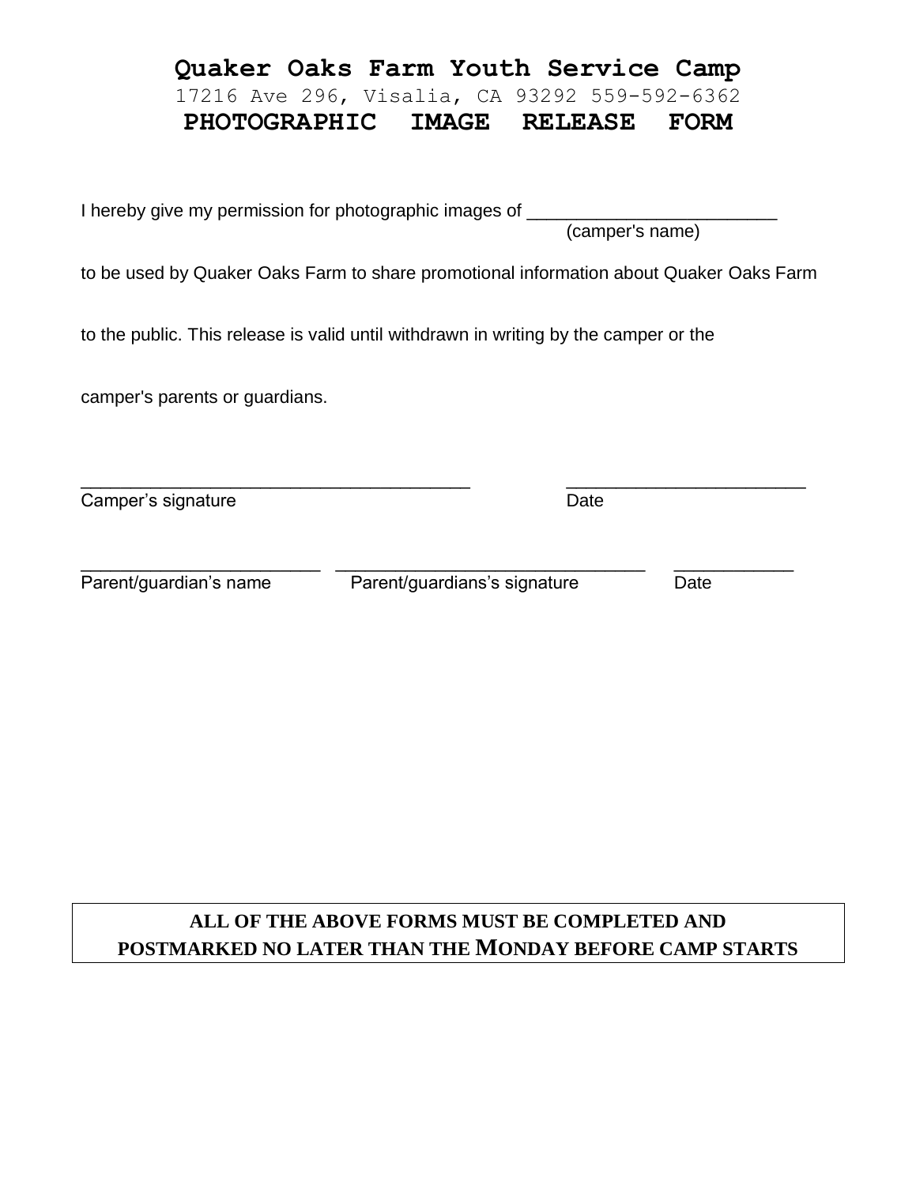# Quaker Oaks Farm Youth Service Camp

17216 Ave 296, Visalia, CA 93292 559-592-6362

## PHOTOGRAPHIC IMAGE RELEASE FORM

I hereby give my permission for photographic images of _________________________
(camper's name)

to be used by Quaker Oaks Farm to share promotional information about Quaker Oaks Farm to the public. This release is valid until withdrawn in writing by the camper or the camper's parents or guardians.

_______________________________________ _________________________
Camper's signature Date

_________________________ ________________________________ ____________
Parent/guardian's name Parent/guardians's signature Date

**ALL OF THE ABOVE FORMS MUST BE COMPLETED AND POSTMARKED NO LATER THAN THE MONDAY BEFORE CAMP STARTS**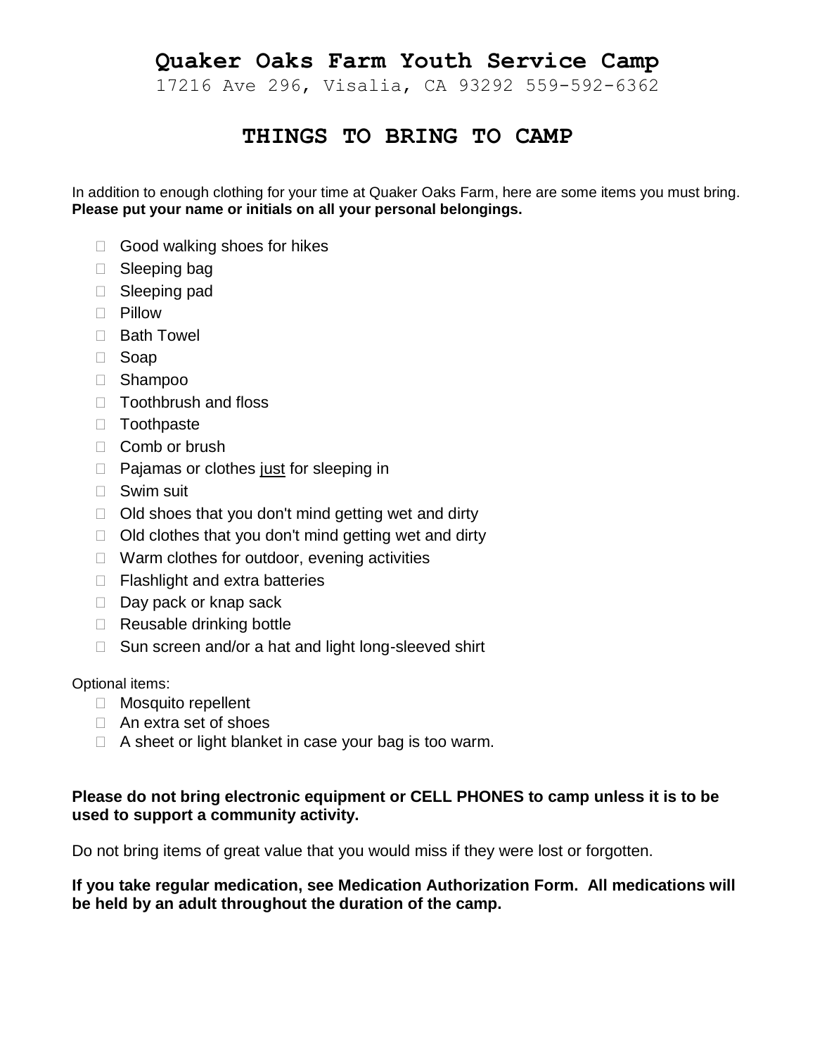# Quaker Oaks Farm Youth Service Camp

17216 Ave 296, Visalia, CA 93292 559-592-6362

## THINGS TO BRING TO CAMP

In addition to enough clothing for your time at Quaker Oaks Farm, here are some items you must bring. **Please put your name or initials on all your personal belongings.**

- Good walking shoes for hikes
- Sleeping bag
- Sleeping pad
- Pillow
- Bath Towel
- Soap
- Shampoo
- Toothbrush and floss
- Toothpaste
- Comb or brush
- Pajamas or clothes <u>just</u> for sleeping in
- Swim suit
- Old shoes that you don't mind getting wet and dirty
- Old clothes that you don't mind getting wet and dirty
- Warm clothes for outdoor, evening activities
- Flashlight and extra batteries
- Day pack or knap sack
- Reusable drinking bottle
- Sun screen and/or a hat and light long-sleeved shirt

Optional items:

- Mosquito repellent
- An extra set of shoes
- A sheet or light blanket in case your bag is too warm.

**Please do not bring electronic equipment or CELL PHONES to camp unless it is to be used to support a community activity.**

Do not bring items of great value that you would miss if they were lost or forgotten.

**If you take regular medication, see Medication Authorization Form. All medications will be held by an adult throughout the duration of the camp.**